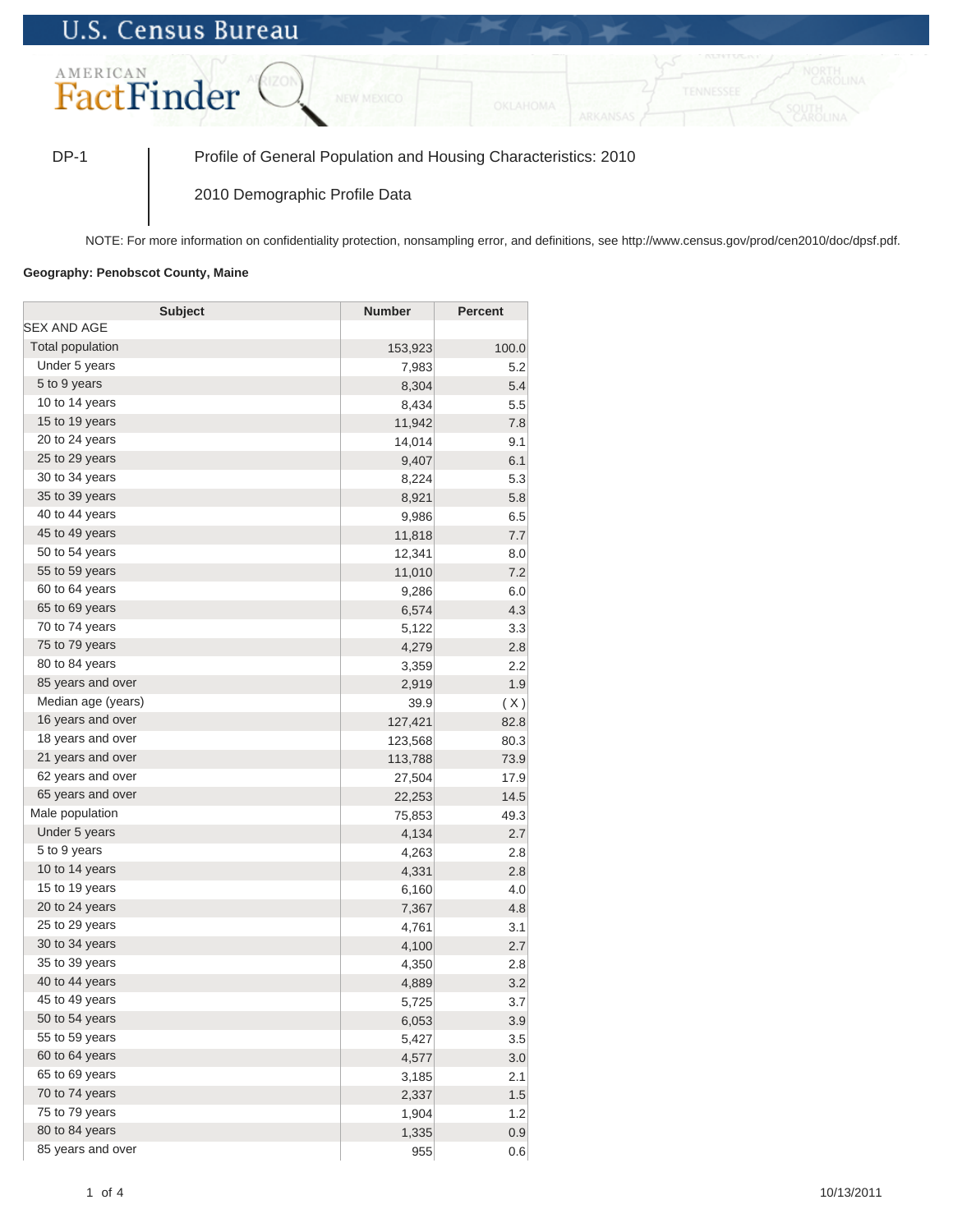U.S. Census Bureau

AMERICAN FactFinder

DP-1 Profile of General Population and Housing Characteristics: 2010

2010 Demographic Profile Data

NOTE: For more information on confidentiality protection, nonsampling error, and definitions, see http://www.census.gov/prod/cen2010/doc/dpsf.pdf.

**Geography: Penobscot County, Maine**

| Subject | Number | Percent |
|---|---|---|
| SEX AND AGE | | |
| Total population | 153,923 | 100.0 |
| Under 5 years | 7,983 | 5.2 |
| 5 to 9 years | 8,304 | 5.4 |
| 10 to 14 years | 8,434 | 5.5 |
| 15 to 19 years | 11,942 | 7.8 |
| 20 to 24 years | 14,014 | 9.1 |
| 25 to 29 years | 9,407 | 6.1 |
| 30 to 34 years | 8,224 | 5.3 |
| 35 to 39 years | 8,921 | 5.8 |
| 40 to 44 years | 9,986 | 6.5 |
| 45 to 49 years | 11,818 | 7.7 |
| 50 to 54 years | 12,341 | 8.0 |
| 55 to 59 years | 11,010 | 7.2 |
| 60 to 64 years | 9,286 | 6.0 |
| 65 to 69 years | 6,574 | 4.3 |
| 70 to 74 years | 5,122 | 3.3 |
| 75 to 79 years | 4,279 | 2.8 |
| 80 to 84 years | 3,359 | 2.2 |
| 85 years and over | 2,919 | 1.9 |
| Median age (years) | 39.9 | ( X ) |
| 16 years and over | 127,421 | 82.8 |
| 18 years and over | 123,568 | 80.3 |
| 21 years and over | 113,788 | 73.9 |
| 62 years and over | 27,504 | 17.9 |
| 65 years and over | 22,253 | 14.5 |
| Male population | 75,853 | 49.3 |
| Under 5 years | 4,134 | 2.7 |
| 5 to 9 years | 4,263 | 2.8 |
| 10 to 14 years | 4,331 | 2.8 |
| 15 to 19 years | 6,160 | 4.0 |
| 20 to 24 years | 7,367 | 4.8 |
| 25 to 29 years | 4,761 | 3.1 |
| 30 to 34 years | 4,100 | 2.7 |
| 35 to 39 years | 4,350 | 2.8 |
| 40 to 44 years | 4,889 | 3.2 |
| 45 to 49 years | 5,725 | 3.7 |
| 50 to 54 years | 6,053 | 3.9 |
| 55 to 59 years | 5,427 | 3.5 |
| 60 to 64 years | 4,577 | 3.0 |
| 65 to 69 years | 3,185 | 2.1 |
| 70 to 74 years | 2,337 | 1.5 |
| 75 to 79 years | 1,904 | 1.2 |
| 80 to 84 years | 1,335 | 0.9 |
| 85 years and over | 955 | 0.6 |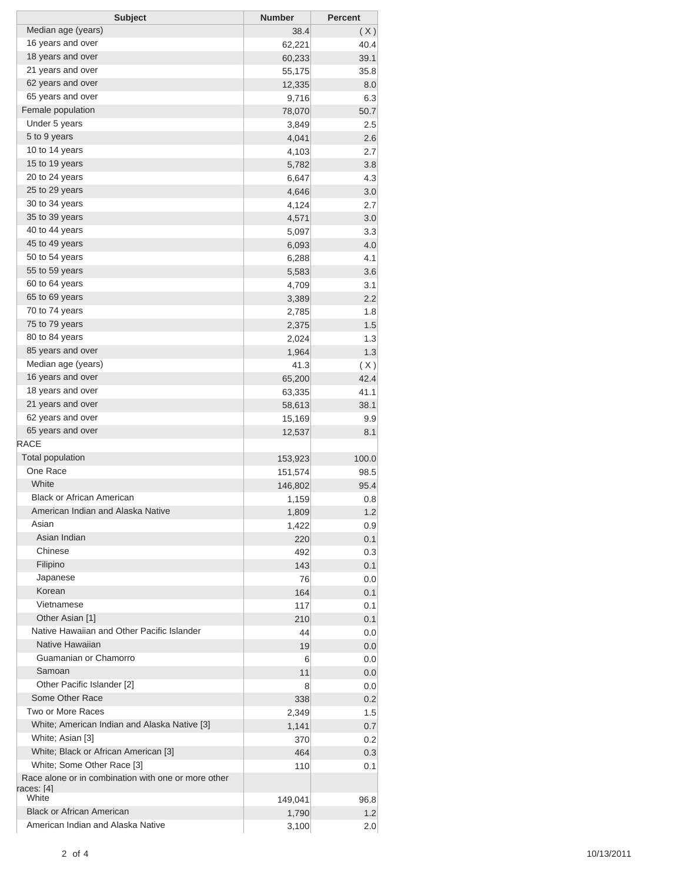| Subject | Number | Percent |
| --- | --- | --- |
| Median age (years) | 38.4 | ( X ) |
| 16 years and over | 62,221 | 40.4 |
| 18 years and over | 60,233 | 39.1 |
| 21 years and over | 55,175 | 35.8 |
| 62 years and over | 12,335 | 8.0 |
| 65 years and over | 9,716 | 6.3 |
| Female population | 78,070 | 50.7 |
| Under 5 years | 3,849 | 2.5 |
| 5 to 9 years | 4,041 | 2.6 |
| 10 to 14 years | 4,103 | 2.7 |
| 15 to 19 years | 5,782 | 3.8 |
| 20 to 24 years | 6,647 | 4.3 |
| 25 to 29 years | 4,646 | 3.0 |
| 30 to 34 years | 4,124 | 2.7 |
| 35 to 39 years | 4,571 | 3.0 |
| 40 to 44 years | 5,097 | 3.3 |
| 45 to 49 years | 6,093 | 4.0 |
| 50 to 54 years | 6,288 | 4.1 |
| 55 to 59 years | 5,583 | 3.6 |
| 60 to 64 years | 4,709 | 3.1 |
| 65 to 69 years | 3,389 | 2.2 |
| 70 to 74 years | 2,785 | 1.8 |
| 75 to 79 years | 2,375 | 1.5 |
| 80 to 84 years | 2,024 | 1.3 |
| 85 years and over | 1,964 | 1.3 |
| Median age (years) | 41.3 | ( X ) |
| 16 years and over | 65,200 | 42.4 |
| 18 years and over | 63,335 | 41.1 |
| 21 years and over | 58,613 | 38.1 |
| 62 years and over | 15,169 | 9.9 |
| 65 years and over | 12,537 | 8.1 |
| RACE | | |
| Total population | 153,923 | 100.0 |
| One Race | 151,574 | 98.5 |
| White | 146,802 | 95.4 |
| Black or African American | 1,159 | 0.8 |
| American Indian and Alaska Native | 1,809 | 1.2 |
| Asian | 1,422 | 0.9 |
| Asian Indian | 220 | 0.1 |
| Chinese | 492 | 0.3 |
| Filipino | 143 | 0.1 |
| Japanese | 76 | 0.0 |
| Korean | 164 | 0.1 |
| Vietnamese | 117 | 0.1 |
| Other Asian [1] | 210 | 0.1 |
| Native Hawaiian and Other Pacific Islander | 44 | 0.0 |
| Native Hawaiian | 19 | 0.0 |
| Guamanian or Chamorro | 6 | 0.0 |
| Samoan | 11 | 0.0 |
| Other Pacific Islander [2] | 8 | 0.0 |
| Some Other Race | 338 | 0.2 |
| Two or More Races | 2,349 | 1.5 |
| White; American Indian and Alaska Native [3] | 1,141 | 0.7 |
| White; Asian [3] | 370 | 0.2 |
| White; Black or African American [3] | 464 | 0.3 |
| White; Some Other Race [3] | 110 | 0.1 |
| Race alone or in combination with one or more other races: [4] | | |
| White | 149,041 | 96.8 |
| Black or African American | 1,790 | 1.2 |
| American Indian and Alaska Native | 3,100 | 2.0 |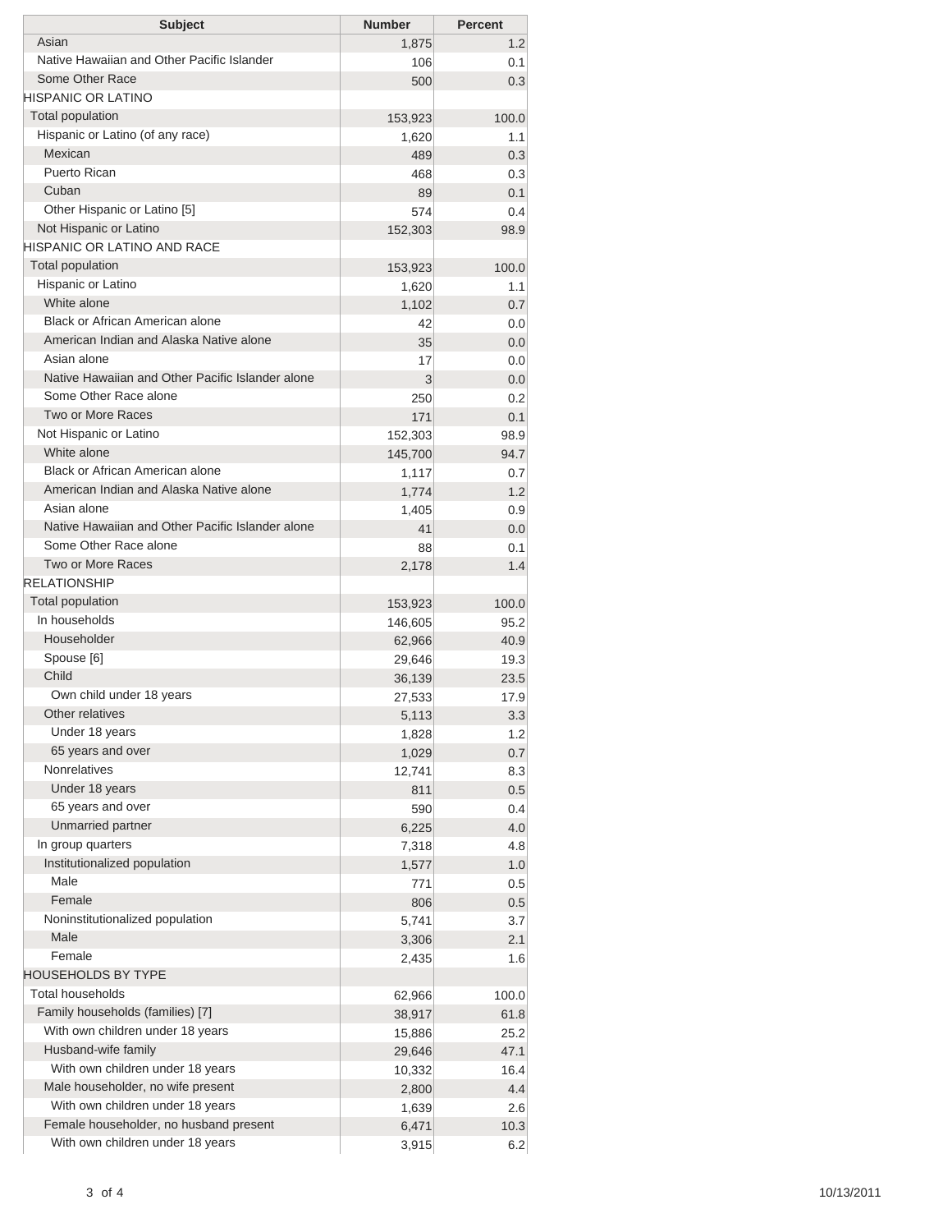| Subject | Number | Percent |
|---|---|---|
| Asian | 1,875 | 1.2 |
| Native Hawaiian and Other Pacific Islander | 106 | 0.1 |
| Some Other Race | 500 | 0.3 |
| HISPANIC OR LATINO | | |
| Total population | 153,923 | 100.0 |
| Hispanic or Latino (of any race) | 1,620 | 1.1 |
| Mexican | 489 | 0.3 |
| Puerto Rican | 468 | 0.3 |
| Cuban | 89 | 0.1 |
| Other Hispanic or Latino [5] | 574 | 0.4 |
| Not Hispanic or Latino | 152,303 | 98.9 |
| HISPANIC OR LATINO AND RACE | | |
| Total population | 153,923 | 100.0 |
| Hispanic or Latino | 1,620 | 1.1 |
| White alone | 1,102 | 0.7 |
| Black or African American alone | 42 | 0.0 |
| American Indian and Alaska Native alone | 35 | 0.0 |
| Asian alone | 17 | 0.0 |
| Native Hawaiian and Other Pacific Islander alone | 3 | 0.0 |
| Some Other Race alone | 250 | 0.2 |
| Two or More Races | 171 | 0.1 |
| Not Hispanic or Latino | 152,303 | 98.9 |
| White alone | 145,700 | 94.7 |
| Black or African American alone | 1,117 | 0.7 |
| American Indian and Alaska Native alone | 1,774 | 1.2 |
| Asian alone | 1,405 | 0.9 |
| Native Hawaiian and Other Pacific Islander alone | 41 | 0.0 |
| Some Other Race alone | 88 | 0.1 |
| Two or More Races | 2,178 | 1.4 |
| RELATIONSHIP | | |
| Total population | 153,923 | 100.0 |
| In households | 146,605 | 95.2 |
| Householder | 62,966 | 40.9 |
| Spouse [6] | 29,646 | 19.3 |
| Child | 36,139 | 23.5 |
| Own child under 18 years | 27,533 | 17.9 |
| Other relatives | 5,113 | 3.3 |
| Under 18 years | 1,828 | 1.2 |
| 65 years and over | 1,029 | 0.7 |
| Nonrelatives | 12,741 | 8.3 |
| Under 18 years | 811 | 0.5 |
| 65 years and over | 590 | 0.4 |
| Unmarried partner | 6,225 | 4.0 |
| In group quarters | 7,318 | 4.8 |
| Institutionalized population | 1,577 | 1.0 |
| Male | 771 | 0.5 |
| Female | 806 | 0.5 |
| Noninstitutionalized population | 5,741 | 3.7 |
| Male | 3,306 | 2.1 |
| Female | 2,435 | 1.6 |
| HOUSEHOLDS BY TYPE | | |
| Total households | 62,966 | 100.0 |
| Family households (families) [7] | 38,917 | 61.8 |
| With own children under 18 years | 15,886 | 25.2 |
| Husband-wife family | 29,646 | 47.1 |
| With own children under 18 years | 10,332 | 16.4 |
| Male householder, no wife present | 2,800 | 4.4 |
| With own children under 18 years | 1,639 | 2.6 |
| Female householder, no husband present | 6,471 | 10.3 |
| With own children under 18 years | 3,915 | 6.2 |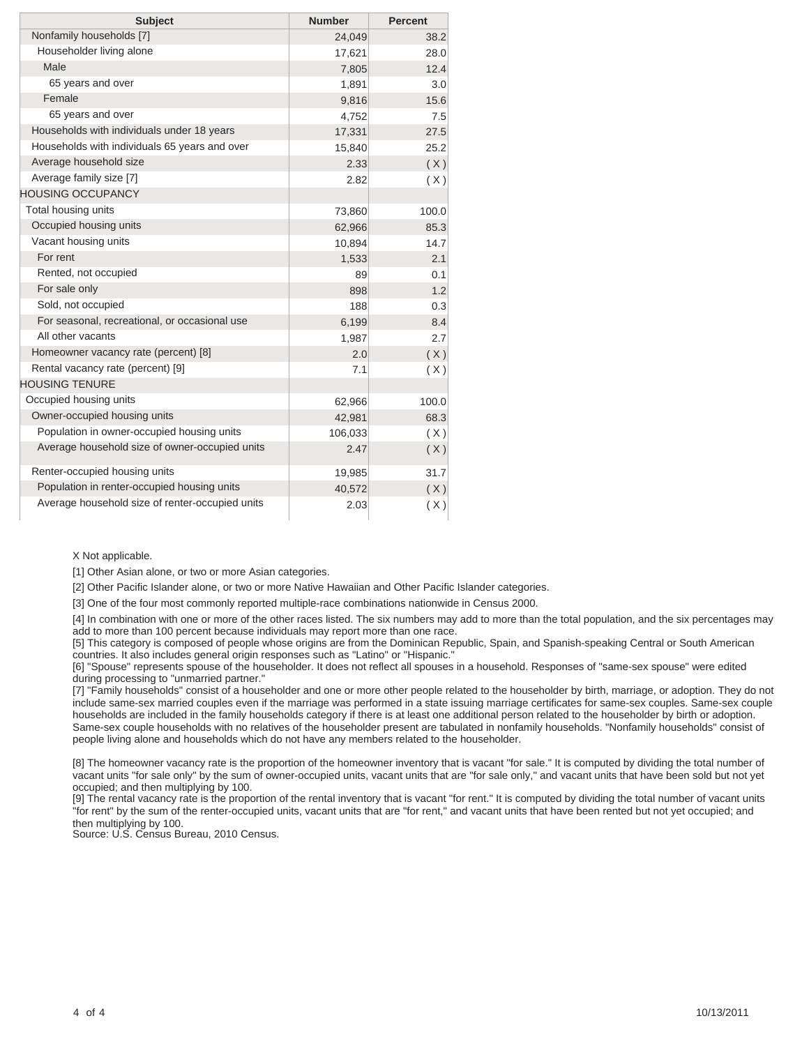| Subject | Number | Percent |
|---|---|---|
| Nonfamily households [7] | 24,049 | 38.2 |
| Householder living alone | 17,621 | 28.0 |
| Male | 7,805 | 12.4 |
| 65 years and over | 1,891 | 3.0 |
| Female | 9,816 | 15.6 |
| 65 years and over | 4,752 | 7.5 |
| Households with individuals under 18 years | 17,331 | 27.5 |
| Households with individuals 65 years and over | 15,840 | 25.2 |
| Average household size | 2.33 | ( X ) |
| Average family size [7] | 2.82 | ( X ) |
| HOUSING OCCUPANCY | | |
| Total housing units | 73,860 | 100.0 |
| Occupied housing units | 62,966 | 85.3 |
| Vacant housing units | 10,894 | 14.7 |
| For rent | 1,533 | 2.1 |
| Rented, not occupied | 89 | 0.1 |
| For sale only | 898 | 1.2 |
| Sold, not occupied | 188 | 0.3 |
| For seasonal, recreational, or occasional use | 6,199 | 8.4 |
| All other vacants | 1,987 | 2.7 |
| Homeowner vacancy rate (percent) [8] | 2.0 | ( X ) |
| Rental vacancy rate (percent) [9] | 7.1 | ( X ) |
| HOUSING TENURE | | |
| Occupied housing units | 62,966 | 100.0 |
| Owner-occupied housing units | 42,981 | 68.3 |
| Population in owner-occupied housing units | 106,033 | ( X ) |
| Average household size of owner-occupied units | 2.47 | ( X ) |
| Renter-occupied housing units | 19,985 | 31.7 |
| Population in renter-occupied housing units | 40,572 | ( X ) |
| Average household size of renter-occupied units | 2.03 | ( X ) |

X Not applicable.

[1] Other Asian alone, or two or more Asian categories.

[2] Other Pacific Islander alone, or two or more Native Hawaiian and Other Pacific Islander categories.

[3] One of the four most commonly reported multiple-race combinations nationwide in Census 2000.

[4] In combination with one or more of the other races listed. The six numbers may add to more than the total population, and the six percentages may add to more than 100 percent because individuals may report more than one race.

[5] This category is composed of people whose origins are from the Dominican Republic, Spain, and Spanish-speaking Central or South American countries. It also includes general origin responses such as "Latino" or "Hispanic."

[6] "Spouse" represents spouse of the householder. It does not reflect all spouses in a household. Responses of "same-sex spouse" were edited during processing to "unmarried partner."

[7] "Family households" consist of a householder and one or more other people related to the householder by birth, marriage, or adoption. They do not include same-sex married couples even if the marriage was performed in a state issuing marriage certificates for same-sex couples. Same-sex couple households are included in the family households category if there is at least one additional person related to the householder by birth or adoption. Same-sex couple households with no relatives of the householder present are tabulated in nonfamily households. "Nonfamily households" consist of people living alone and households which do not have any members related to the householder.

[8] The homeowner vacancy rate is the proportion of the homeowner inventory that is vacant "for sale." It is computed by dividing the total number of vacant units "for sale only" by the sum of owner-occupied units, vacant units that are "for sale only," and vacant units that have been sold but not yet occupied; and then multiplying by 100.

[9] The rental vacancy rate is the proportion of the rental inventory that is vacant "for rent." It is computed by dividing the total number of vacant units "for rent" by the sum of the renter-occupied units, vacant units that are "for rent," and vacant units that have been rented but not yet occupied; and then multiplying by 100.

Source: U.S. Census Bureau, 2010 Census.

10/13/2011